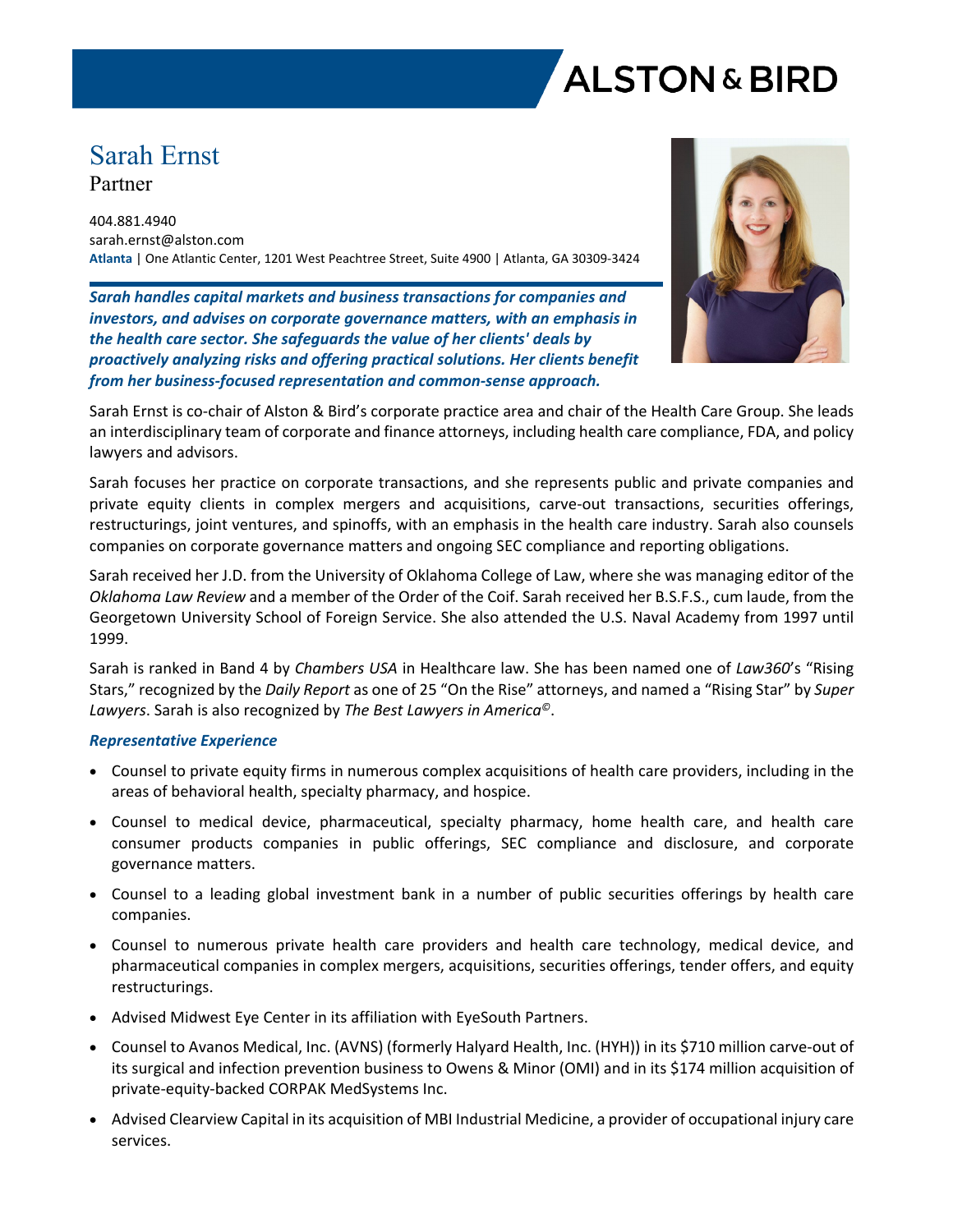# Sarah Ernst

Partner

404.881.4940
sarah.ernst@alston.com
**Atlanta** | One Atlantic Center, 1201 West Peachtree Street, Suite 4900 | Atlanta, GA 30309-3424

***Sarah handles capital markets and business transactions for companies and investors, and advises on corporate governance matters, with an emphasis in the health care sector. She safeguards the value of her clients' deals by proactively analyzing risks and offering practical solutions. Her clients benefit from her business-focused representation and common-sense approach.***

Sarah Ernst is co-chair of Alston & Bird's corporate practice area and chair of the Health Care Group. She leads an interdisciplinary team of corporate and finance attorneys, including health care compliance, FDA, and policy lawyers and advisors.

Sarah focuses her practice on corporate transactions, and she represents public and private companies and private equity clients in complex mergers and acquisitions, carve-out transactions, securities offerings, restructurings, joint ventures, and spinoffs, with an emphasis in the health care industry. Sarah also counsels companies on corporate governance matters and ongoing SEC compliance and reporting obligations.

Sarah received her J.D. from the University of Oklahoma College of Law, where she was managing editor of the *Oklahoma Law Review* and a member of the Order of the Coif. Sarah received her B.S.F.S., cum laude, from the Georgetown University School of Foreign Service. She also attended the U.S. Naval Academy from 1997 until 1999.

Sarah is ranked in Band 4 by *Chambers USA* in Healthcare law. She has been named one of *Law360*'s "Rising Stars," recognized by the *Daily Report* as one of 25 "On the Rise" attorneys, and named a "Rising Star" by *Super Lawyers*. Sarah is also recognized by *The Best Lawyers in America©*.

### *Representative Experience*

- Counsel to private equity firms in numerous complex acquisitions of health care providers, including in the areas of behavioral health, specialty pharmacy, and hospice.
- Counsel to medical device, pharmaceutical, specialty pharmacy, home health care, and health care consumer products companies in public offerings, SEC compliance and disclosure, and corporate governance matters.
- Counsel to a leading global investment bank in a number of public securities offerings by health care companies.
- Counsel to numerous private health care providers and health care technology, medical device, and pharmaceutical companies in complex mergers, acquisitions, securities offerings, tender offers, and equity restructurings.
- Advised Midwest Eye Center in its affiliation with EyeSouth Partners.
- Counsel to Avanos Medical, Inc. (AVNS) (formerly Halyard Health, Inc. (HYH)) in its $710 million carve-out of its surgical and infection prevention business to Owens & Minor (OMI) and in its $174 million acquisition of private-equity-backed CORPAK MedSystems Inc.
- Advised Clearview Capital in its acquisition of MBI Industrial Medicine, a provider of occupational injury care services.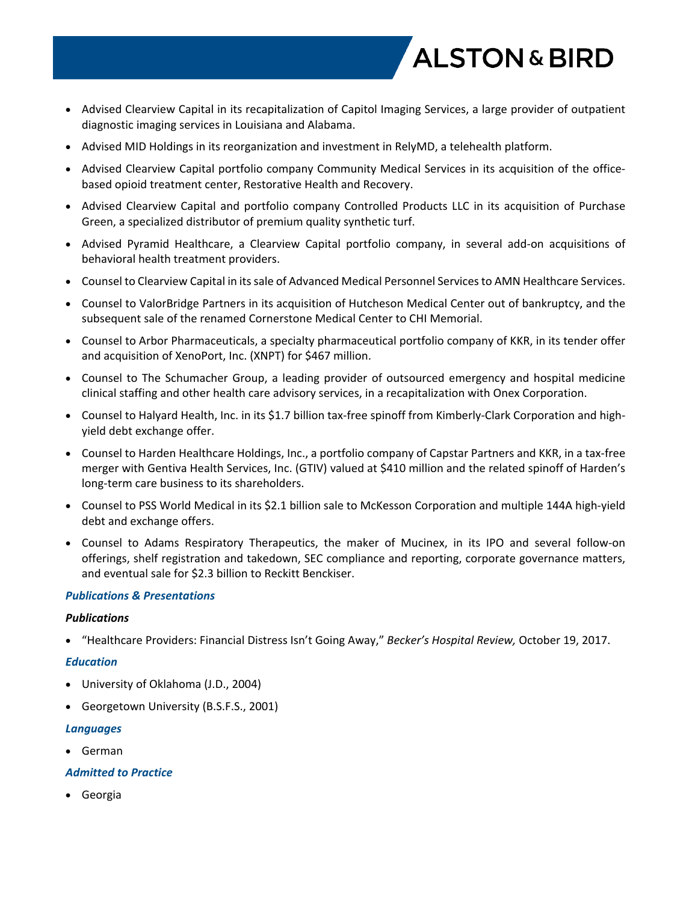- Advised Clearview Capital in its recapitalization of Capitol Imaging Services, a large provider of outpatient diagnostic imaging services in Louisiana and Alabama.
- Advised MID Holdings in its reorganization and investment in RelyMD, a telehealth platform.
- Advised Clearview Capital portfolio company Community Medical Services in its acquisition of the office-based opioid treatment center, Restorative Health and Recovery.
- Advised Clearview Capital and portfolio company Controlled Products LLC in its acquisition of Purchase Green, a specialized distributor of premium quality synthetic turf.
- Advised Pyramid Healthcare, a Clearview Capital portfolio company, in several add-on acquisitions of behavioral health treatment providers.
- Counsel to Clearview Capital in its sale of Advanced Medical Personnel Services to AMN Healthcare Services.
- Counsel to ValorBridge Partners in its acquisition of Hutcheson Medical Center out of bankruptcy, and the subsequent sale of the renamed Cornerstone Medical Center to CHI Memorial.
- Counsel to Arbor Pharmaceuticals, a specialty pharmaceutical portfolio company of KKR, in its tender offer and acquisition of XenoPort, Inc. (XNPT) for $467 million.
- Counsel to The Schumacher Group, a leading provider of outsourced emergency and hospital medicine clinical staffing and other health care advisory services, in a recapitalization with Onex Corporation.
- Counsel to Halyard Health, Inc. in its $1.7 billion tax-free spinoff from Kimberly-Clark Corporation and high-yield debt exchange offer.
- Counsel to Harden Healthcare Holdings, Inc., a portfolio company of Capstar Partners and KKR, in a tax-free merger with Gentiva Health Services, Inc. (GTIV) valued at $410 million and the related spinoff of Harden's long-term care business to its shareholders.
- Counsel to PSS World Medical in its $2.1 billion sale to McKesson Corporation and multiple 144A high-yield debt and exchange offers.
- Counsel to Adams Respiratory Therapeutics, the maker of Mucinex, in its IPO and several follow-on offerings, shelf registration and takedown, SEC compliance and reporting, corporate governance matters, and eventual sale for $2.3 billion to Reckitt Benckiser.

### *Publications & Presentations*

***Publications***

- "Healthcare Providers: Financial Distress Isn't Going Away," *Becker's Hospital Review,* October 19, 2017.

### *Education*

- University of Oklahoma (J.D., 2004)
- Georgetown University (B.S.F.S., 2001)

### *Languages*

- German

### *Admitted to Practice*

- Georgia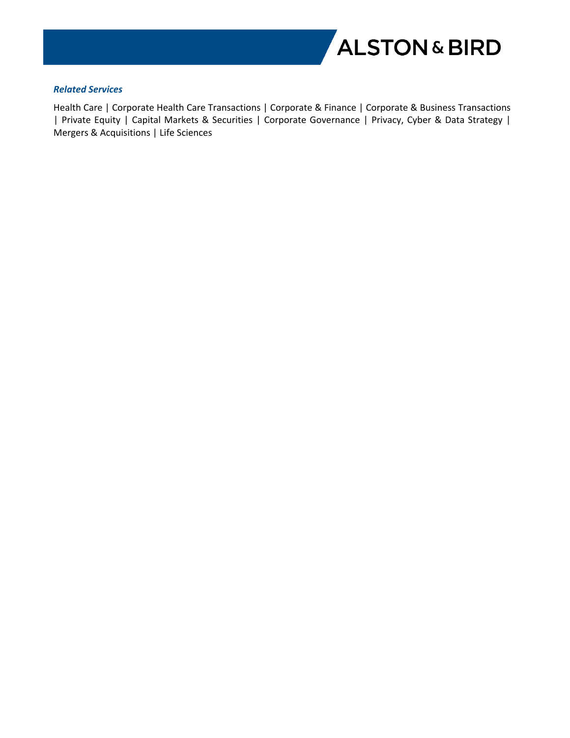***Related Services***

Health Care | Corporate Health Care Transactions | Corporate & Finance | Corporate & Business Transactions | Private Equity | Capital Markets & Securities | Corporate Governance | Privacy, Cyber & Data Strategy | Mergers & Acquisitions | Life Sciences